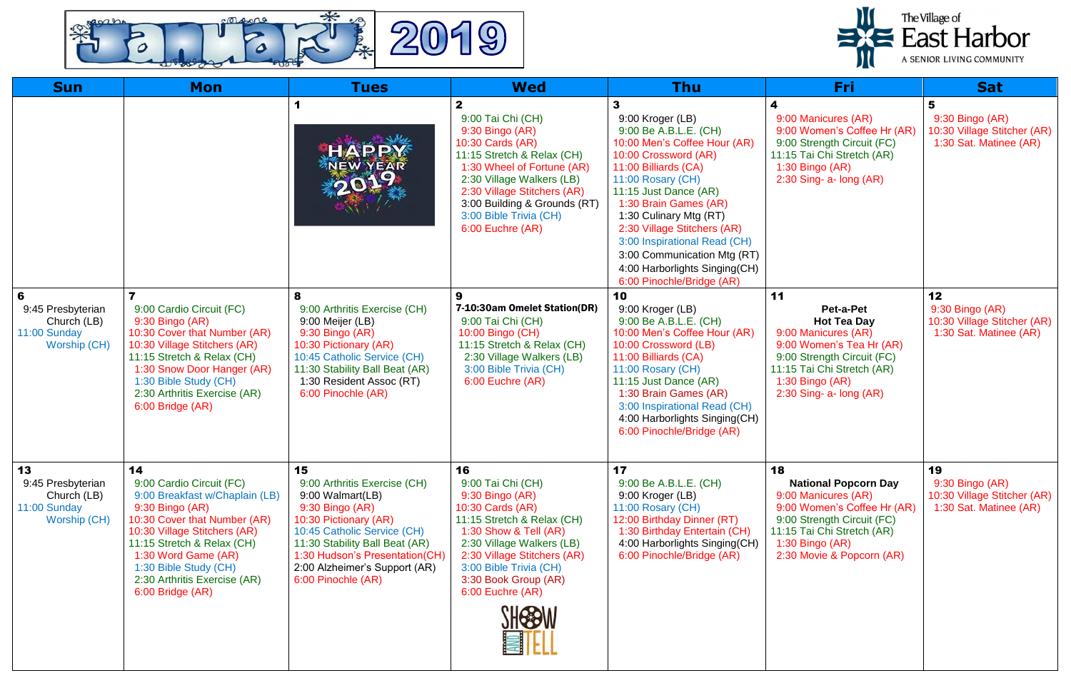# January 2019

**The Village of East Harbor**
A SENIOR LIVING COMMUNITY

| Sun | Mon | Tues | Wed | Thu | Fri | Sat |
|---|---|---|---|---|---|---|
| | | **1** | **2**<br>9:00 Tai Chi (CH)<br>9:30 Bingo (AR)<br>10:30 Cards (AR)<br>11:15 Stretch & Relax (CH)<br>1:30 Wheel of Fortune (AR)<br>2:30 Village Walkers (LB)<br>2:30 Village Stitchers (AR)<br>3:00 Building & Grounds (RT)<br>3:00 Bible Trivia (CH)<br>6:00 Euchre (AR) | **3**<br>9:00 Kroger (LB)<br>9:00 Be A.B.L.E. (CH)<br>10:00 Men's Coffee Hour (AR)<br>10:00 Crossword (AR)<br>11:00 Billiards (CA)<br>11:00 Rosary (CH)<br>11:15 Just Dance (AR)<br>1:30 Brain Games (AR)<br>1:30 Culinary Mtg (RT)<br>2:30 Village Stitchers (AR)<br>3:00 Inspirational Read (CH)<br>3:00 Communication Mtg (RT)<br>4:00 Harborlights Singing(CH)<br>6:00 Pinochle/Bridge (AR) | **4**<br>9:00 Manicures (AR)<br>9:00 Women's Coffee Hr (AR)<br>9:00 Strength Circuit (FC)<br>11:15 Tai Chi Stretch (AR)<br>1:30 Bingo (AR)<br>2:30 Sing- a- long (AR) | **5**<br>9:30 Bingo (AR)<br>10:30 Village Stitcher (AR)<br>1:30 Sat. Matinee (AR) |
| **6**<br>9:45 Presbyterian Church (LB)<br>11:00 Sunday Worship (CH) | **7**<br>9:00 Cardio Circuit (FC)<br>9:30 Bingo (AR)<br>10:30 Cover that Number (AR)<br>10:30 Village Stitchers (AR)<br>11:15 Stretch & Relax (CH)<br>1:30 Snow Door Hanger (AR)<br>1:30 Bible Study (CH)<br>2:30 Arthritis Exercise (AR)<br>6:00 Bridge (AR) | **8**<br>9:00 Arthritis Exercise (CH)<br>9:00 Meijer (LB)<br>9:30 Bingo (AR)<br>10:30 Pictionary (AR)<br>10:45 Catholic Service (CH)<br>11:30 Stability Ball Beat (AR)<br>1:30 Resident Assoc (RT)<br>6:00 Pinochle (AR) | **9**<br>**7-10:30am Omelet Station(DR)**<br>9:00 Tai Chi (CH)<br>10:00 Bingo (CH)<br>11:15 Stretch & Relax (CH)<br>2:30 Village Walkers (LB)<br>3:00 Bible Trivia (CH)<br>6:00 Euchre (AR) | **10**<br>9:00 Kroger (LB)<br>9:00 Be A.B.L.E. (CH)<br>10:00 Men's Coffee Hour (AR)<br>10:00 Crossword (LB)<br>11:00 Billiards (CA)<br>11:00 Rosary (CH)<br>11:15 Just Dance (AR)<br>1:30 Brain Games (AR)<br>3:00 Inspirational Read (CH)<br>4:00 Harborlights Singing(CH)<br>6:00 Pinochle/Bridge (AR) | **11**<br>**Pet-a-Pet Hot Tea Day**<br>9:00 Manicures (AR)<br>9:00 Women's Tea Hr (AR)<br>9:00 Strength Circuit (FC)<br>11:15 Tai Chi Stretch (AR)<br>1:30 Bingo (AR)<br>2:30 Sing- a- long (AR) | **12**<br>9:30 Bingo (AR)<br>10:30 Village Stitcher (AR)<br>1:30 Sat. Matinee (AR) |
| **13**<br>9:45 Presbyterian Church (LB)<br>11:00 Sunday Worship (CH) | **14**<br>9:00 Cardio Circuit (FC)<br>9:00 Breakfast w/Chaplain (LB)<br>9:30 Bingo (AR)<br>10:30 Cover that Number (AR)<br>10:30 Village Stitchers (AR)<br>11:15 Stretch & Relax (CH)<br>1:30 Word Game (AR)<br>1:30 Bible Study (CH)<br>2:30 Arthritis Exercise (AR)<br>6:00 Bridge (AR) | **15**<br>9:00 Arthritis Exercise (CH)<br>9:00 Walmart(LB)<br>9:30 Bingo (AR)<br>10:30 Pictionary (AR)<br>10:45 Catholic Service (CH)<br>11:30 Stability Ball Beat (AR)<br>1:30 Hudson's Presentation(CH)<br>2:00 Alzheimer's Support (AR)<br>6:00 Pinochle (AR) | **16**<br>9:00 Tai Chi (CH)<br>9:30 Bingo (AR)<br>10:30 Cards (AR)<br>11:15 Stretch & Relax (CH)<br>1:30 Show & Tell (AR)<br>2:30 Village Walkers (LB)<br>2:30 Village Stitchers (AR)<br>3:00 Bible Trivia (CH)<br>3:30 Book Group (AR)<br>6:00 Euchre (AR) | **17**<br>9:00 Be A.B.L.E. (CH)<br>9:00 Kroger (LB)<br>11:00 Rosary (CH)<br>12:00 Birthday Dinner (RT)<br>1:30 Birthday Entertain (CH)<br>4:00 Harborlights Singing(CH)<br>6:00 Pinochle/Bridge (AR) | **18**<br>**National Popcorn Day**<br>9:00 Manicures (AR)<br>9:00 Women's Coffee Hr (AR)<br>9:00 Strength Circuit (FC)<br>11:15 Tai Chi Stretch (AR)<br>1:30 Bingo (AR)<br>2:30 Movie & Popcorn (AR) | **19**<br>9:30 Bingo (AR)<br>10:30 Village Stitcher (AR)<br>1:30 Sat. Matinee (AR) |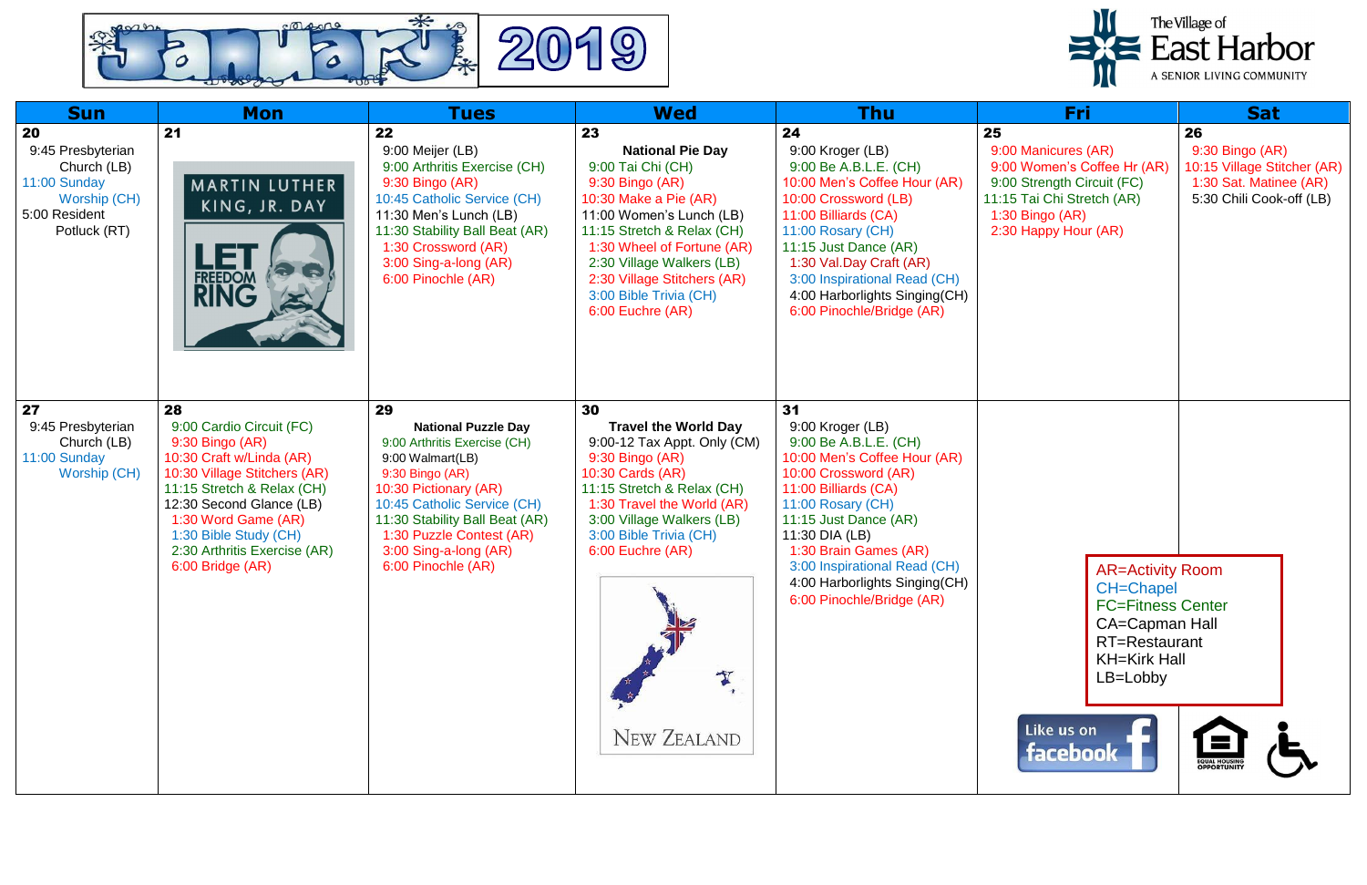# January 2019

The Village of East Harbor
A SENIOR LIVING COMMUNITY

| Sun | Mon | Tues | Wed | Thu | Fri | Sat |
|---|---|---|---|---|---|---|
| **20**<br>9:45 Presbyterian Church (LB)<br>11:00 Sunday Worship (CH)<br>5:00 Resident Potluck (RT) | **21**<br>MARTIN LUTHER KING, JR. DAY<br>LET FREEDOM RING | **22**<br>9:00 Meijer (LB)<br>9:00 Arthritis Exercise (CH)<br>9:30 Bingo (AR)<br>10:45 Catholic Service (CH)<br>11:30 Men's Lunch (LB)<br>11:30 Stability Ball Beat (AR)<br>1:30 Crossword (AR)<br>3:00 Sing-a-long (AR)<br>6:00 Pinochle (AR) | **23**<br>**National Pie Day**<br>9:00 Tai Chi (CH)<br>9:30 Bingo (AR)<br>10:30 Make a Pie (AR)<br>11:00 Women's Lunch (LB)<br>11:15 Stretch & Relax (CH)<br>1:30 Wheel of Fortune (AR)<br>2:30 Village Walkers (LB)<br>2:30 Village Stitchers (AR)<br>3:00 Bible Trivia (CH)<br>6:00 Euchre (AR) | **24**<br>9:00 Kroger (LB)<br>9:00 Be A.B.L.E. (CH)<br>10:00 Men's Coffee Hour (AR)<br>10:00 Crossword (LB)<br>11:00 Billiards (CA)<br>11:00 Rosary (CH)<br>11:15 Just Dance (AR)<br>1:30 Val.Day Craft (AR)<br>3:00 Inspirational Read (CH)<br>4:00 Harborlights Singing(CH)<br>6:00 Pinochle/Bridge (AR) | **25**<br>9:00 Manicures (AR)<br>9:00 Women's Coffee Hr (AR)<br>9:00 Strength Circuit (FC)<br>11:15 Tai Chi Stretch (AR)<br>1:30 Bingo (AR)<br>2:30 Happy Hour (AR) | **26**<br>9:30 Bingo (AR)<br>10:15 Village Stitcher (AR)<br>1:30 Sat. Matinee (AR)<br>5:30 Chili Cook-off (LB) |
| **27**<br>9:45 Presbyterian Church (LB)<br>11:00 Sunday Worship (CH) | **28**<br>9:00 Cardio Circuit (FC)<br>9:30 Bingo (AR)<br>10:30 Craft w/Linda (AR)<br>10:30 Village Stitchers (AR)<br>11:15 Stretch & Relax (CH)<br>12:30 Second Glance (LB)<br>1:30 Word Game (AR)<br>1:30 Bible Study (CH)<br>2:30 Arthritis Exercise (AR)<br>6:00 Bridge (AR) | **29**<br>**National Puzzle Day**<br>9:00 Arthritis Exercise (CH)<br>9:00 Walmart(LB)<br>9:30 Bingo (AR)<br>10:30 Pictionary (AR)<br>10:45 Catholic Service (CH)<br>11:30 Stability Ball Beat (AR)<br>1:30 Puzzle Contest (AR)<br>3:00 Sing-a-long (AR)<br>6:00 Pinochle (AR) | **30**<br>**Travel the World Day**<br>9:00-12 Tax Appt. Only (CM)<br>9:30 Bingo (AR)<br>10:30 Cards (AR)<br>11:15 Stretch & Relax (CH)<br>1:30 Travel the World (AR)<br>3:00 Village Walkers (LB)<br>3:00 Bible Trivia (CH)<br>6:00 Euchre (AR)<br>NEW ZEALAND | **31**<br>9:00 Kroger (LB)<br>9:00 Be A.B.L.E. (CH)<br>10:00 Men's Coffee Hour (AR)<br>10:00 Crossword (AR)<br>11:00 Billiards (CA)<br>11:00 Rosary (CH)<br>11:15 Just Dance (AR)<br>11:30 DIA (LB)<br>1:30 Brain Games (AR)<br>3:00 Inspirational Read (CH)<br>4:00 Harborlights Singing(CH)<br>6:00 Pinochle/Bridge (AR) | | |

AR=Activity Room
CH=Chapel
FC=Fitness Center
CA=Capman Hall
RT=Restaurant
KH=Kirk Hall
LB=Lobby

Like us on facebook

EQUAL HOUSING OPPORTUNITY